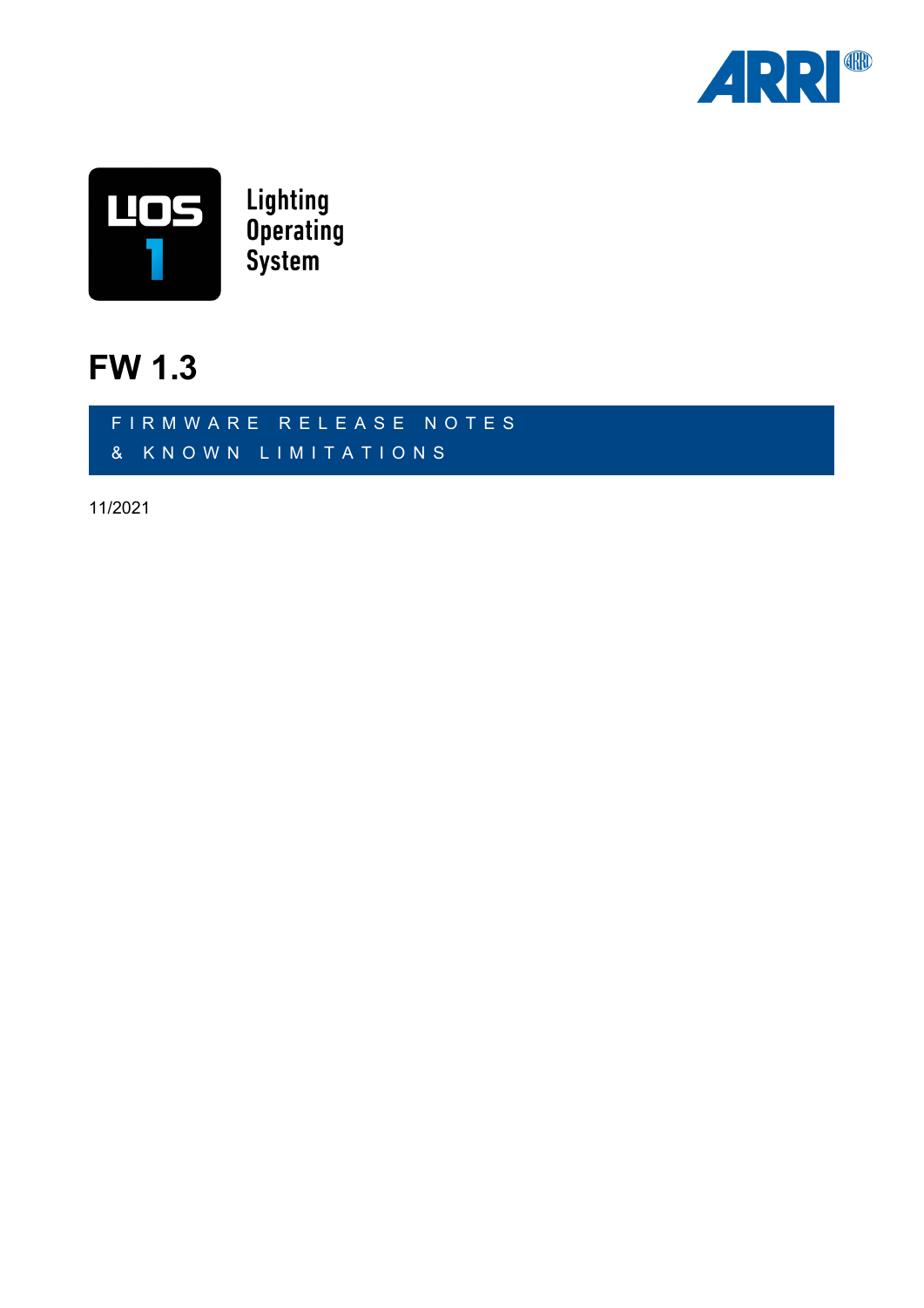# Lighting Operating System

# FW 1.3

FIRMWARE RELEASE NOTES
& KNOWN LIMITATIONS

11/2021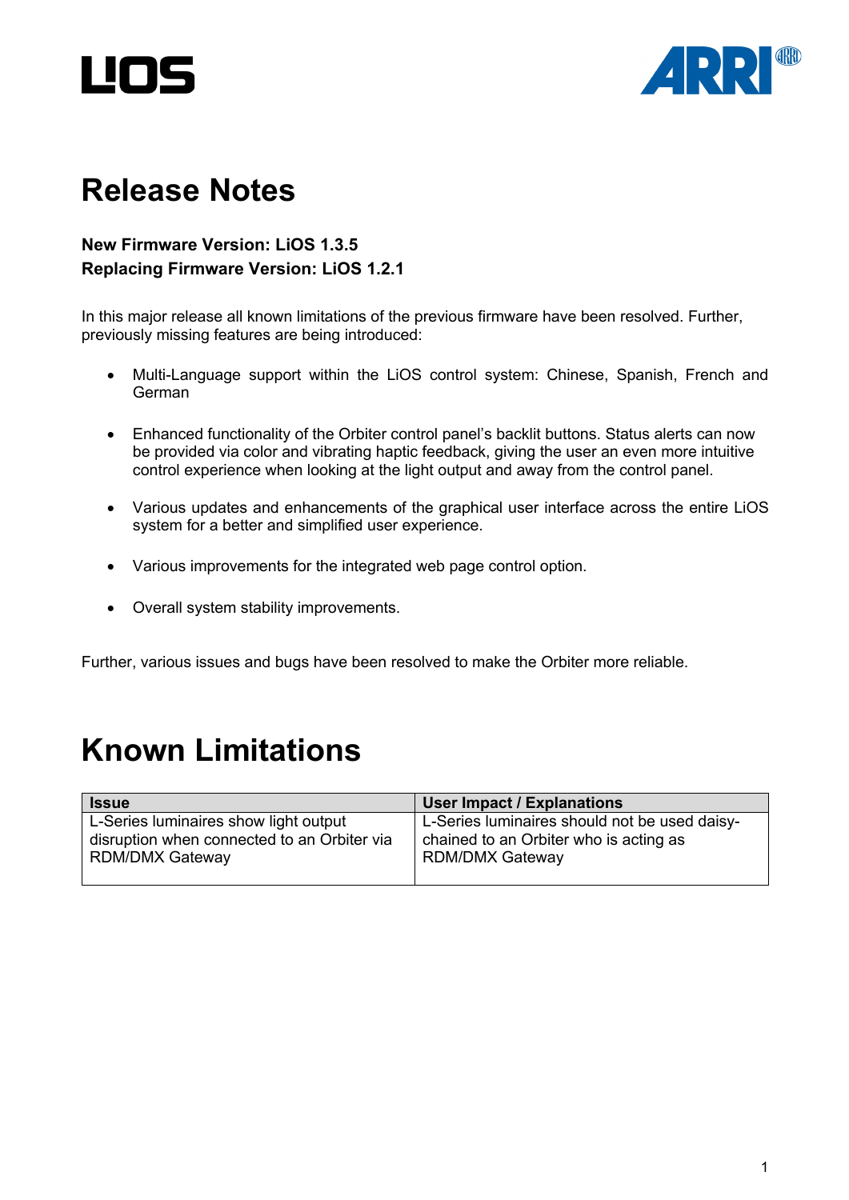# Release Notes

**New Firmware Version: LiOS 1.3.5**
**Replacing Firmware Version: LiOS 1.2.1**

In this major release all known limitations of the previous firmware have been resolved. Further, previously missing features are being introduced:

- Multi-Language support within the LiOS control system: Chinese, Spanish, French and German
- Enhanced functionality of the Orbiter control panel's backlit buttons. Status alerts can now be provided via color and vibrating haptic feedback, giving the user an even more intuitive control experience when looking at the light output and away from the control panel.
- Various updates and enhancements of the graphical user interface across the entire LiOS system for a better and simplified user experience.
- Various improvements for the integrated web page control option.
- Overall system stability improvements.

Further, various issues and bugs have been resolved to make the Orbiter more reliable.

# Known Limitations

| Issue | User Impact / Explanations |
|---|---|
| L-Series luminaires show light output disruption when connected to an Orbiter via RDM/DMX Gateway | L-Series luminaires should not be used daisy-chained to an Orbiter who is acting as RDM/DMX Gateway |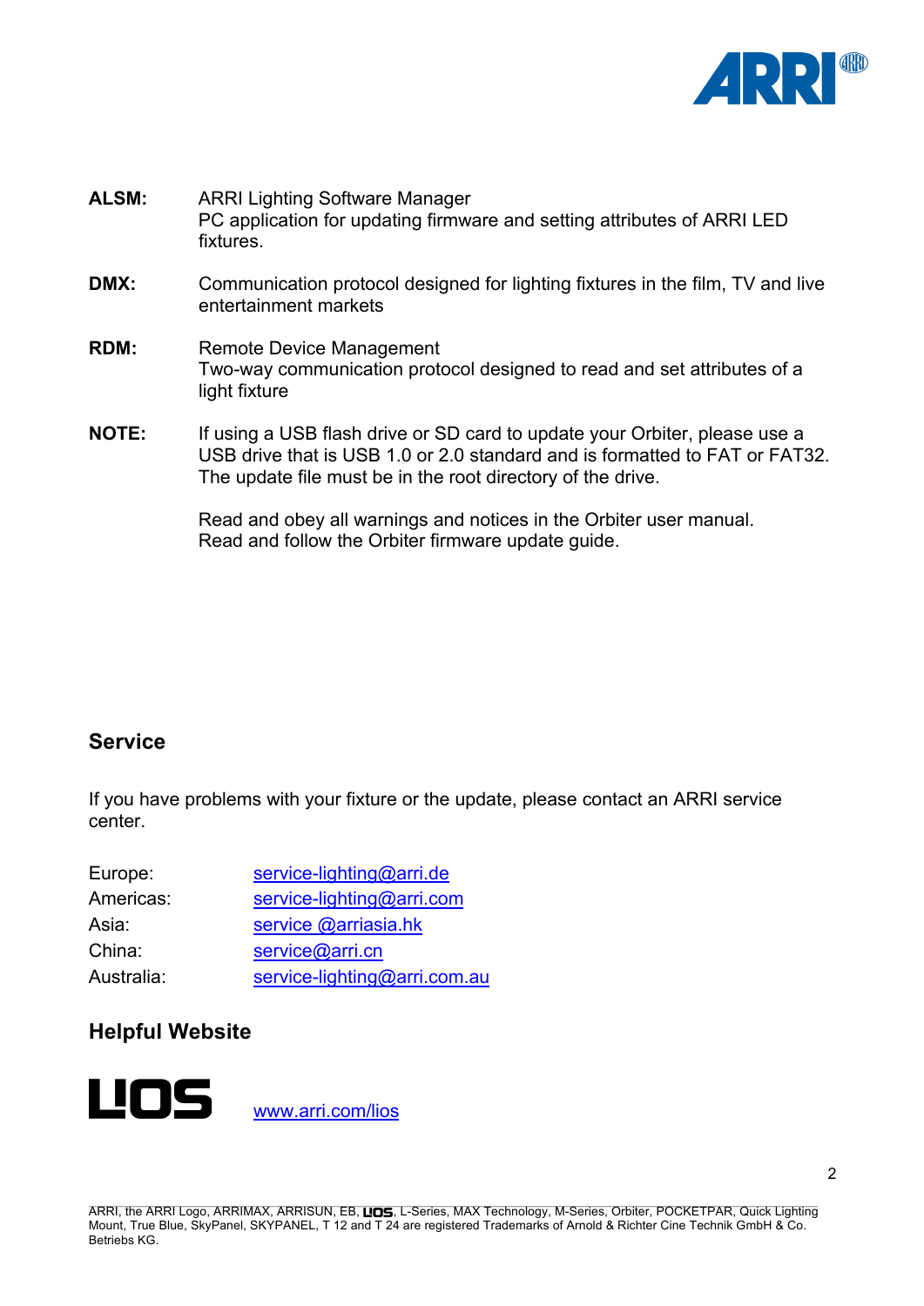**ALSM:** ARRI Lighting Software Manager
PC application for updating firmware and setting attributes of ARRI LED fixtures.

**DMX:** Communication protocol designed for lighting fixtures in the film, TV and live entertainment markets

**RDM:** Remote Device Management
Two-way communication protocol designed to read and set attributes of a light fixture

**NOTE:** If using a USB flash drive or SD card to update your Orbiter, please use a USB drive that is USB 1.0 or 2.0 standard and is formatted to FAT or FAT32. The update file must be in the root directory of the drive.

Read and obey all warnings and notices in the Orbiter user manual.
Read and follow the Orbiter firmware update guide.

## Service

If you have problems with your fixture or the update, please contact an ARRI service center.

| | |
|---|---|
| Europe: | service-lighting@arri.de |
| Americas: | service-lighting@arri.com |
| Asia: | service @arriasia.hk |
| China: | service@arri.cn |
| Australia: | service-lighting@arri.com.au |

## Helpful Website

LiOS www.arri.com/lios

ARRI, the ARRI Logo, ARRIMAX, ARRISUN, EB, LiOS, L-Series, MAX Technology, M-Series, Orbiter, POCKETPAR, Quick Lighting Mount, True Blue, SkyPanel, SKYPANEL, T 12 and T 24 are registered Trademarks of Arnold & Richter Cine Technik GmbH & Co. Betriebs KG.